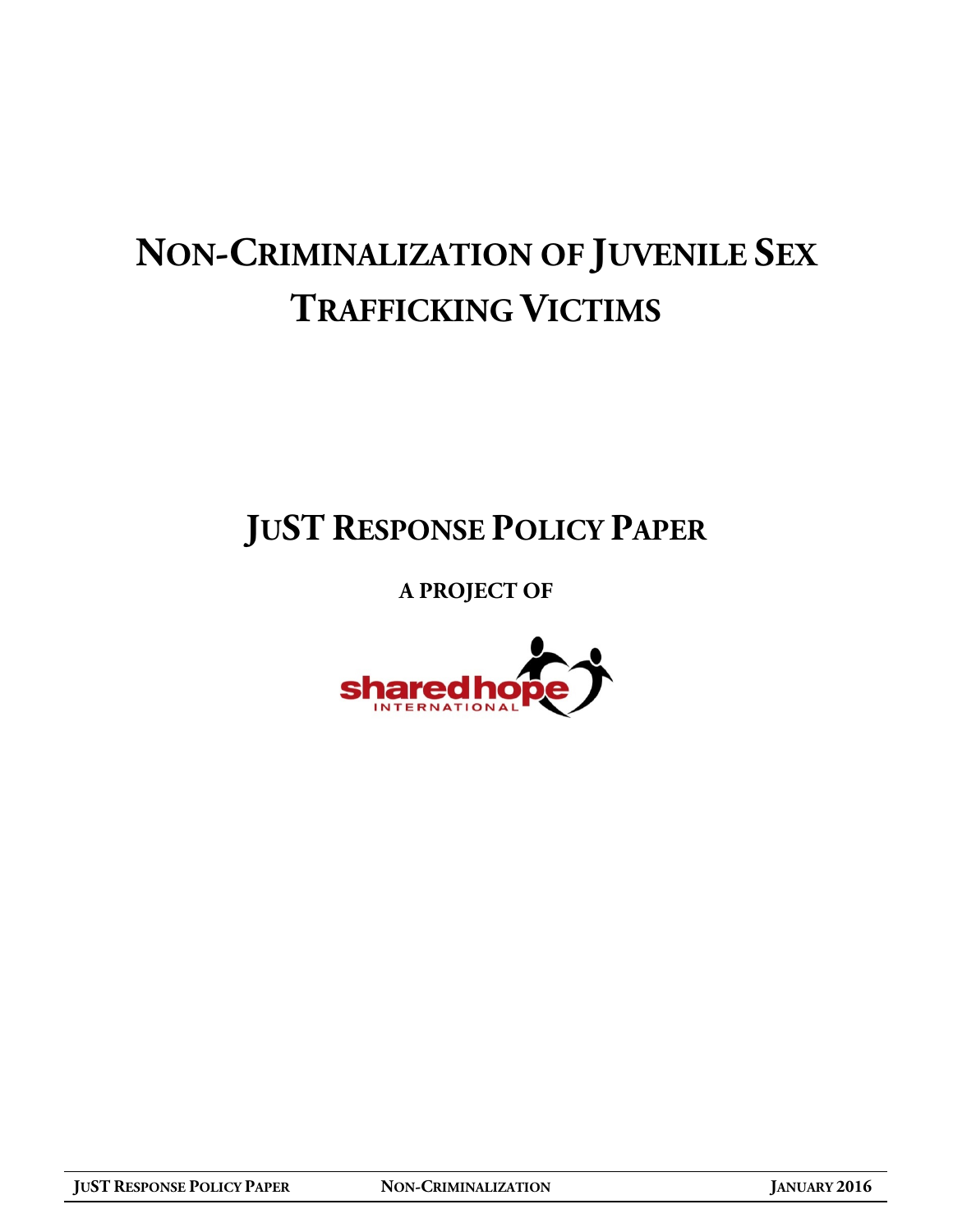# NON-CRIMINALIZATION OF JUVENILE SEX TRAFFICKING VICTIMS

## JUST RESPONSE POLICY PAPER

**A PROJECT OF**

shared hope INTERNATIONAL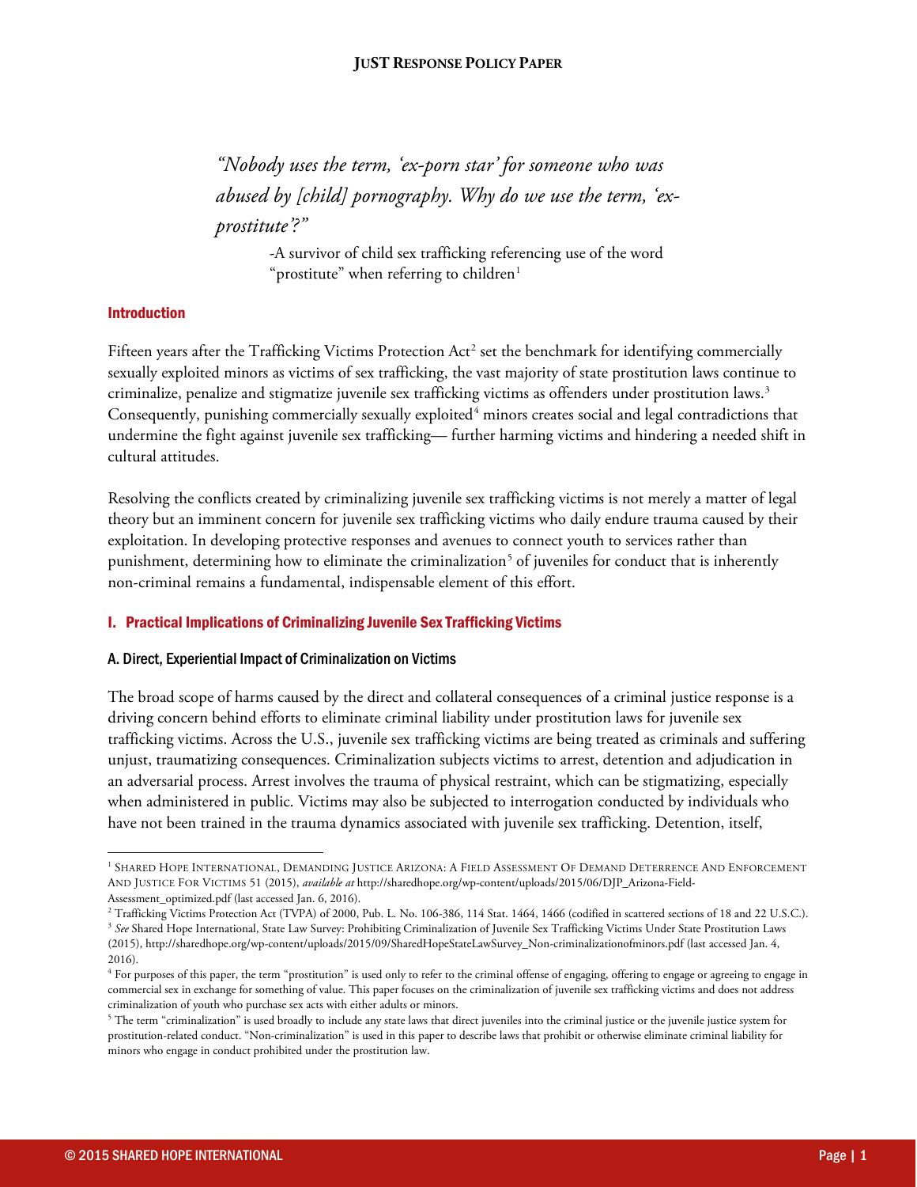*"Nobody uses the term, 'ex-porn star' for someone who was abused by [child] pornography. Why do we use the term, 'ex-prostitute'?"*

-A survivor of child sex trafficking referencing use of the word "prostitute" when referring to children[1]

## Introduction

Fifteen years after the Trafficking Victims Protection Act[2] set the benchmark for identifying commercially sexually exploited minors as victims of sex trafficking, the vast majority of state prostitution laws continue to criminalize, penalize and stigmatize juvenile sex trafficking victims as offenders under prostitution laws.[3] Consequently, punishing commercially sexually exploited[4] minors creates social and legal contradictions that undermine the fight against juvenile sex trafficking— further harming victims and hindering a needed shift in cultural attitudes.

Resolving the conflicts created by criminalizing juvenile sex trafficking victims is not merely a matter of legal theory but an imminent concern for juvenile sex trafficking victims who daily endure trauma caused by their exploitation. In developing protective responses and avenues to connect youth to services rather than punishment, determining how to eliminate the criminalization[5] of juveniles for conduct that is inherently non-criminal remains a fundamental, indispensable element of this effort.

## I. Practical Implications of Criminalizing Juvenile Sex Trafficking Victims

### A. Direct, Experiential Impact of Criminalization on Victims

The broad scope of harms caused by the direct and collateral consequences of a criminal justice response is a driving concern behind efforts to eliminate criminal liability under prostitution laws for juvenile sex trafficking victims. Across the U.S., juvenile sex trafficking victims are being treated as criminals and suffering unjust, traumatizing consequences. Criminalization subjects victims to arrest, detention and adjudication in an adversarial process. Arrest involves the trauma of physical restraint, which can be stigmatizing, especially when administered in public. Victims may also be subjected to interrogation conducted by individuals who have not been trained in the trauma dynamics associated with juvenile sex trafficking. Detention, itself,

---

[1] Shared Hope International, Demanding Justice Arizona: A Field Assessment Of Demand Deterrence And Enforcement And Justice For Victims 51 (2015), *available at* http://sharedhope.org/wp-content/uploads/2015/06/DJP_Arizona-Field-Assessment_optimized.pdf (last accessed Jan. 6, 2016).

[2] Trafficking Victims Protection Act (TVPA) of 2000, Pub. L. No. 106-386, 114 Stat. 1464, 1466 (codified in scattered sections of 18 and 22 U.S.C.).

[3] *See* Shared Hope International, State Law Survey: Prohibiting Criminalization of Juvenile Sex Trafficking Victims Under State Prostitution Laws (2015), http://sharedhope.org/wp-content/uploads/2015/09/SharedHopeStateLawSurvey_Non-criminalizationofminors.pdf (last accessed Jan. 4, 2016).

[4] For purposes of this paper, the term "prostitution" is used only to refer to the criminal offense of engaging, offering to engage or agreeing to engage in commercial sex in exchange for something of value. This paper focuses on the criminalization of juvenile sex trafficking victims and does not address criminalization of youth who purchase sex acts with either adults or minors.

[5] The term "criminalization" is used broadly to include any state laws that direct juveniles into the criminal justice or the juvenile justice system for prostitution-related conduct. "Non-criminalization" is used in this paper to describe laws that prohibit or otherwise eliminate criminal liability for minors who engage in conduct prohibited under the prostitution law.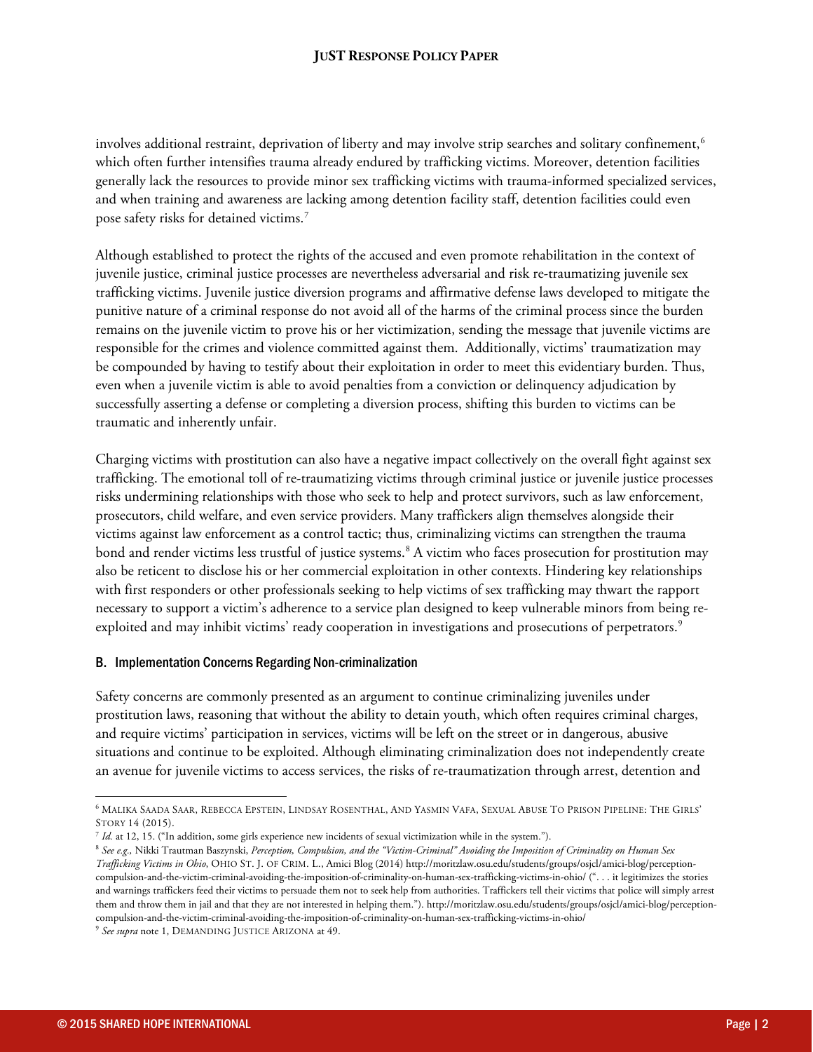involves additional restraint, deprivation of liberty and may involve strip searches and solitary confinement,[6] which often further intensifies trauma already endured by trafficking victims. Moreover, detention facilities generally lack the resources to provide minor sex trafficking victims with trauma-informed specialized services, and when training and awareness are lacking among detention facility staff, detention facilities could even pose safety risks for detained victims.[7]

Although established to protect the rights of the accused and even promote rehabilitation in the context of juvenile justice, criminal justice processes are nevertheless adversarial and risk re-traumatizing juvenile sex trafficking victims. Juvenile justice diversion programs and affirmative defense laws developed to mitigate the punitive nature of a criminal response do not avoid all of the harms of the criminal process since the burden remains on the juvenile victim to prove his or her victimization, sending the message that juvenile victims are responsible for the crimes and violence committed against them. Additionally, victims' traumatization may be compounded by having to testify about their exploitation in order to meet this evidentiary burden. Thus, even when a juvenile victim is able to avoid penalties from a conviction or delinquency adjudication by successfully asserting a defense or completing a diversion process, shifting this burden to victims can be traumatic and inherently unfair.

Charging victims with prostitution can also have a negative impact collectively on the overall fight against sex trafficking. The emotional toll of re-traumatizing victims through criminal justice or juvenile justice processes risks undermining relationships with those who seek to help and protect survivors, such as law enforcement, prosecutors, child welfare, and even service providers. Many traffickers align themselves alongside their victims against law enforcement as a control tactic; thus, criminalizing victims can strengthen the trauma bond and render victims less trustful of justice systems.[8] A victim who faces prosecution for prostitution may also be reticent to disclose his or her commercial exploitation in other contexts. Hindering key relationships with first responders or other professionals seeking to help victims of sex trafficking may thwart the rapport necessary to support a victim's adherence to a service plan designed to keep vulnerable minors from being re-exploited and may inhibit victims' ready cooperation in investigations and prosecutions of perpetrators.[9]

### B. Implementation Concerns Regarding Non-criminalization

Safety concerns are commonly presented as an argument to continue criminalizing juveniles under prostitution laws, reasoning that without the ability to detain youth, which often requires criminal charges, and require victims' participation in services, victims will be left on the street or in dangerous, abusive situations and continue to be exploited. Although eliminating criminalization does not independently create an avenue for juvenile victims to access services, the risks of re-traumatization through arrest, detention and

---

[6] Malika Saada Saar, Rebecca Epstein, Lindsay Rosenthal, And Yasmin Vafa, Sexual Abuse To Prison Pipeline: The Girls' Story 14 (2015).

[7] *Id.* at 12, 15. ("In addition, some girls experience new incidents of sexual victimization while in the system.").

[8] *See e.g.,* Nikki Trautman Baszynski, *Perception, Compulsion, and the "Victim-Criminal" Avoiding the Imposition of Criminality on Human Sex Trafficking Victims in Ohio*, Ohio St. J. of Crim. L., Amici Blog (2014) http://moritzlaw.osu.edu/students/groups/osjcl/amici-blog/perception-compulsion-and-the-victim-criminal-avoiding-the-imposition-of-criminality-on-human-sex-trafficking-victims-in-ohio/ (". . . it legitimizes the stories and warnings traffickers feed their victims to persuade them not to seek help from authorities. Traffickers tell their victims that police will simply arrest them and throw them in jail and that they are not interested in helping them."). http://moritzlaw.osu.edu/students/groups/osjcl/amici-blog/perception-compulsion-and-the-victim-criminal-avoiding-the-imposition-of-criminality-on-human-sex-trafficking-victims-in-ohio/

[9] *See supra* note 1, Demanding Justice Arizona at 49.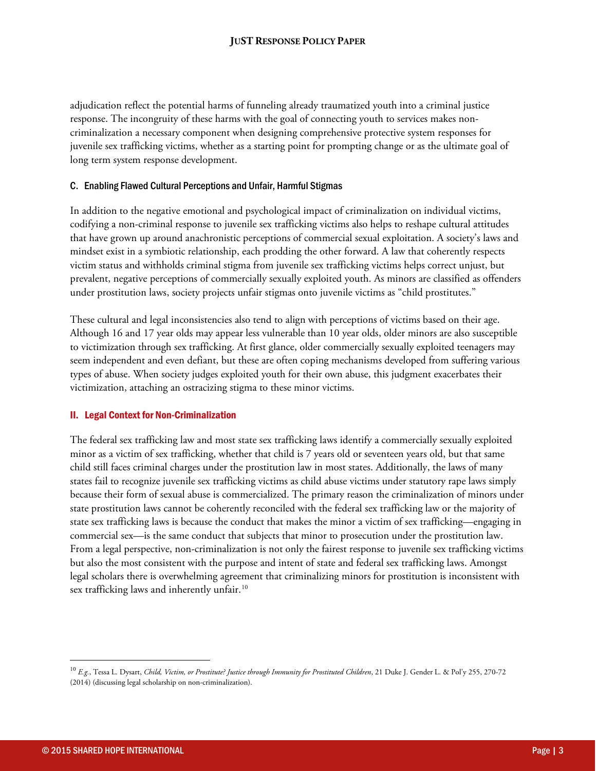adjudication reflect the potential harms of funneling already traumatized youth into a criminal justice response. The incongruity of these harms with the goal of connecting youth to services makes non-criminalization a necessary component when designing comprehensive protective system responses for juvenile sex trafficking victims, whether as a starting point for prompting change or as the ultimate goal of long term system response development.

### C. Enabling Flawed Cultural Perceptions and Unfair, Harmful Stigmas

In addition to the negative emotional and psychological impact of criminalization on individual victims, codifying a non-criminal response to juvenile sex trafficking victims also helps to reshape cultural attitudes that have grown up around anachronistic perceptions of commercial sexual exploitation. A society's laws and mindset exist in a symbiotic relationship, each prodding the other forward. A law that coherently respects victim status and withholds criminal stigma from juvenile sex trafficking victims helps correct unjust, but prevalent, negative perceptions of commercially sexually exploited youth. As minors are classified as offenders under prostitution laws, society projects unfair stigmas onto juvenile victims as "child prostitutes."

These cultural and legal inconsistencies also tend to align with perceptions of victims based on their age. Although 16 and 17 year olds may appear less vulnerable than 10 year olds, older minors are also susceptible to victimization through sex trafficking. At first glance, older commercially sexually exploited teenagers may seem independent and even defiant, but these are often coping mechanisms developed from suffering various types of abuse. When society judges exploited youth for their own abuse, this judgment exacerbates their victimization, attaching an ostracizing stigma to these minor victims.

## II. Legal Context for Non-Criminalization

The federal sex trafficking law and most state sex trafficking laws identify a commercially sexually exploited minor as a victim of sex trafficking, whether that child is 7 years old or seventeen years old, but that same child still faces criminal charges under the prostitution law in most states. Additionally, the laws of many states fail to recognize juvenile sex trafficking victims as child abuse victims under statutory rape laws simply because their form of sexual abuse is commercialized. The primary reason the criminalization of minors under state prostitution laws cannot be coherently reconciled with the federal sex trafficking law or the majority of state sex trafficking laws is because the conduct that makes the minor a victim of sex trafficking—engaging in commercial sex—is the same conduct that subjects that minor to prosecution under the prostitution law. From a legal perspective, non-criminalization is not only the fairest response to juvenile sex trafficking victims but also the most consistent with the purpose and intent of state and federal sex trafficking laws. Amongst legal scholars there is overwhelming agreement that criminalizing minors for prostitution is inconsistent with sex trafficking laws and inherently unfair.[10]

---

[10] *E.g.*, Tessa L. Dysart, *Child, Victim, or Prostitute? Justice through Immunity for Prostituted Children*, 21 Duke J. Gender L. & Pol'y 255, 270-72 (2014) (discussing legal scholarship on non-criminalization).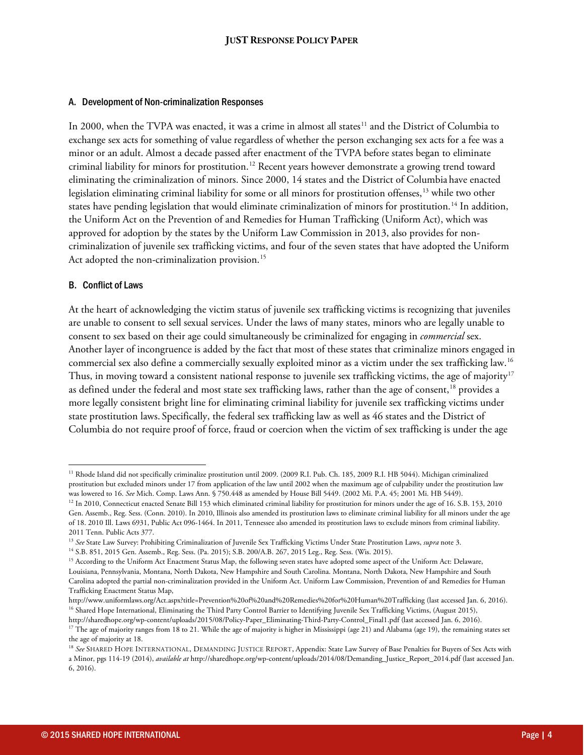### A. Development of Non-criminalization Responses

In 2000, when the TVPA was enacted, it was a crime in almost all states[11] and the District of Columbia to exchange sex acts for something of value regardless of whether the person exchanging sex acts for a fee was a minor or an adult. Almost a decade passed after enactment of the TVPA before states began to eliminate criminal liability for minors for prostitution.[12] Recent years however demonstrate a growing trend toward eliminating the criminalization of minors. Since 2000, 14 states and the District of Columbia have enacted legislation eliminating criminal liability for some or all minors for prostitution offenses,[13] while two other states have pending legislation that would eliminate criminalization of minors for prostitution.[14] In addition, the Uniform Act on the Prevention of and Remedies for Human Trafficking (Uniform Act), which was approved for adoption by the states by the Uniform Law Commission in 2013, also provides for non-criminalization of juvenile sex trafficking victims, and four of the seven states that have adopted the Uniform Act adopted the non-criminalization provision.[15]

### B. Conflict of Laws

At the heart of acknowledging the victim status of juvenile sex trafficking victims is recognizing that juveniles are unable to consent to sell sexual services. Under the laws of many states, minors who are legally unable to consent to sex based on their age could simultaneously be criminalized for engaging in *commercial* sex. Another layer of incongruence is added by the fact that most of these states that criminalize minors engaged in commercial sex also define a commercially sexually exploited minor as a victim under the sex trafficking law.[16] Thus, in moving toward a consistent national response to juvenile sex trafficking victims, the age of majority[17] as defined under the federal and most state sex trafficking laws, rather than the age of consent,[18] provides a more legally consistent bright line for eliminating criminal liability for juvenile sex trafficking victims under state prostitution laws. Specifically, the federal sex trafficking law as well as 46 states and the District of Columbia do not require proof of force, fraud or coercion when the victim of sex trafficking is under the age

---

[11] Rhode Island did not specifically criminalize prostitution until 2009. (2009 R.I. Pub. Ch. 185, 2009 R.I. HB 5044). Michigan criminalized prostitution but excluded minors under 17 from application of the law until 2002 when the maximum age of culpability under the prostitution law was lowered to 16. *See* Mich. Comp. Laws Ann. § 750.448 as amended by House Bill 5449. (2002 Mi. P.A. 45; 2001 Mi. HB 5449).

[12] In 2010, Connecticut enacted Senate Bill 153 which eliminated criminal liability for prostitution for minors under the age of 16. S.B. 153, 2010 Gen. Assemb., Reg. Sess. (Conn. 2010). In 2010, Illinois also amended its prostitution laws to eliminate criminal liability for all minors under the age of 18. 2010 Ill. Laws 6931, Public Act 096-1464. In 2011, Tennessee also amended its prostitution laws to exclude minors from criminal liability. 2011 Tenn. Public Acts 377.

[13] *See* State Law Survey: Prohibiting Criminalization of Juvenile Sex Trafficking Victims Under State Prostitution Laws, *supra* note 3.

[14] S.B. 851, 2015 Gen. Assemb., Reg. Sess. (Pa. 2015); S.B. 200/A.B. 267, 2015 Leg., Reg. Sess. (Wis. 2015).

[15] According to the Uniform Act Enactment Status Map, the following seven states have adopted some aspect of the Uniform Act: Delaware, Louisiana, Pennsylvania, Montana, North Dakota, New Hampshire and South Carolina. Montana, North Dakota, New Hampshire and South Carolina adopted the partial non-criminalization provided in the Uniform Act. Uniform Law Commission, Prevention of and Remedies for Human Trafficking Enactment Status Map, http://www.uniformlaws.org/Act.aspx?title=Prevention%20of%20and%20Remedies%20for%20Human%20Trafficking (last accessed Jan. 6, 2016).

[16] Shared Hope International, Eliminating the Third Party Control Barrier to Identifying Juvenile Sex Trafficking Victims, (August 2015), http://sharedhope.org/wp-content/uploads/2015/08/Policy-Paper_Eliminating-Third-Party-Control_Final1.pdf (last accessed Jan. 6, 2016).

[17] The age of majority ranges from 18 to 21. While the age of majority is higher in Mississippi (age 21) and Alabama (age 19), the remaining states set the age of majority at 18.

[18] *See* SHARED HOPE INTERNATIONAL, DEMANDING JUSTICE REPORT, Appendix: State Law Survey of Base Penalties for Buyers of Sex Acts with a Minor, pgs 114-19 (2014), *available at* http://sharedhope.org/wp-content/uploads/2014/08/Demanding_Justice_Report_2014.pdf (last accessed Jan. 6, 2016).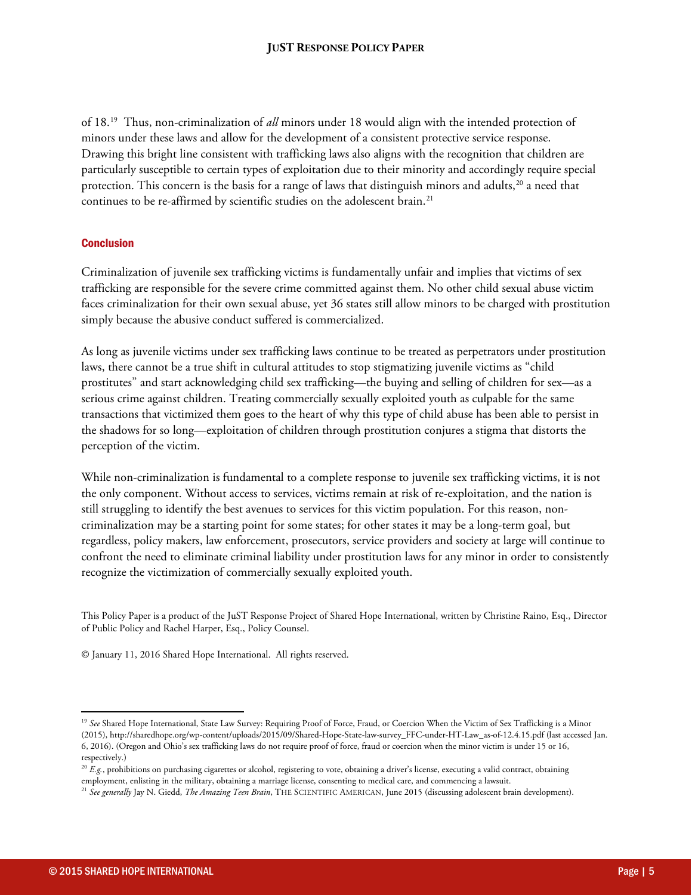of 18.[19] Thus, non-criminalization of *all* minors under 18 would align with the intended protection of minors under these laws and allow for the development of a consistent protective service response. Drawing this bright line consistent with trafficking laws also aligns with the recognition that children are particularly susceptible to certain types of exploitation due to their minority and accordingly require special protection. This concern is the basis for a range of laws that distinguish minors and adults,[20] a need that continues to be re-affirmed by scientific studies on the adolescent brain.[21]

## Conclusion

Criminalization of juvenile sex trafficking victims is fundamentally unfair and implies that victims of sex trafficking are responsible for the severe crime committed against them. No other child sexual abuse victim faces criminalization for their own sexual abuse, yet 36 states still allow minors to be charged with prostitution simply because the abusive conduct suffered is commercialized.

As long as juvenile victims under sex trafficking laws continue to be treated as perpetrators under prostitution laws, there cannot be a true shift in cultural attitudes to stop stigmatizing juvenile victims as "child prostitutes" and start acknowledging child sex trafficking—the buying and selling of children for sex—as a serious crime against children. Treating commercially sexually exploited youth as culpable for the same transactions that victimized them goes to the heart of why this type of child abuse has been able to persist in the shadows for so long—exploitation of children through prostitution conjures a stigma that distorts the perception of the victim.

While non-criminalization is fundamental to a complete response to juvenile sex trafficking victims, it is not the only component. Without access to services, victims remain at risk of re-exploitation, and the nation is still struggling to identify the best avenues to services for this victim population. For this reason, non-criminalization may be a starting point for some states; for other states it may be a long-term goal, but regardless, policy makers, law enforcement, prosecutors, service providers and society at large will continue to confront the need to eliminate criminal liability under prostitution laws for any minor in order to consistently recognize the victimization of commercially sexually exploited youth.

This Policy Paper is a product of the JuST Response Project of Shared Hope International, written by Christine Raino, Esq., Director of Public Policy and Rachel Harper, Esq., Policy Counsel.

© January 11, 2016 Shared Hope International. All rights reserved.

---

[19] *See* Shared Hope International, State Law Survey: Requiring Proof of Force, Fraud, or Coercion When the Victim of Sex Trafficking is a Minor (2015), http://sharedhope.org/wp-content/uploads/2015/09/Shared-Hope-State-law-survey_FFC-under-HT-Law_as-of-12.4.15.pdf (last accessed Jan. 6, 2016). (Oregon and Ohio's sex trafficking laws do not require proof of force, fraud or coercion when the minor victim is under 15 or 16, respectively.)

[20] *E.g.*, prohibitions on purchasing cigarettes or alcohol, registering to vote, obtaining a driver's license, executing a valid contract, obtaining employment, enlisting in the military, obtaining a marriage license, consenting to medical care, and commencing a lawsuit.

[21] *See generally* Jay N. Giedd, *The Amazing Teen Brain*, THE SCIENTIFIC AMERICAN, June 2015 (discussing adolescent brain development).